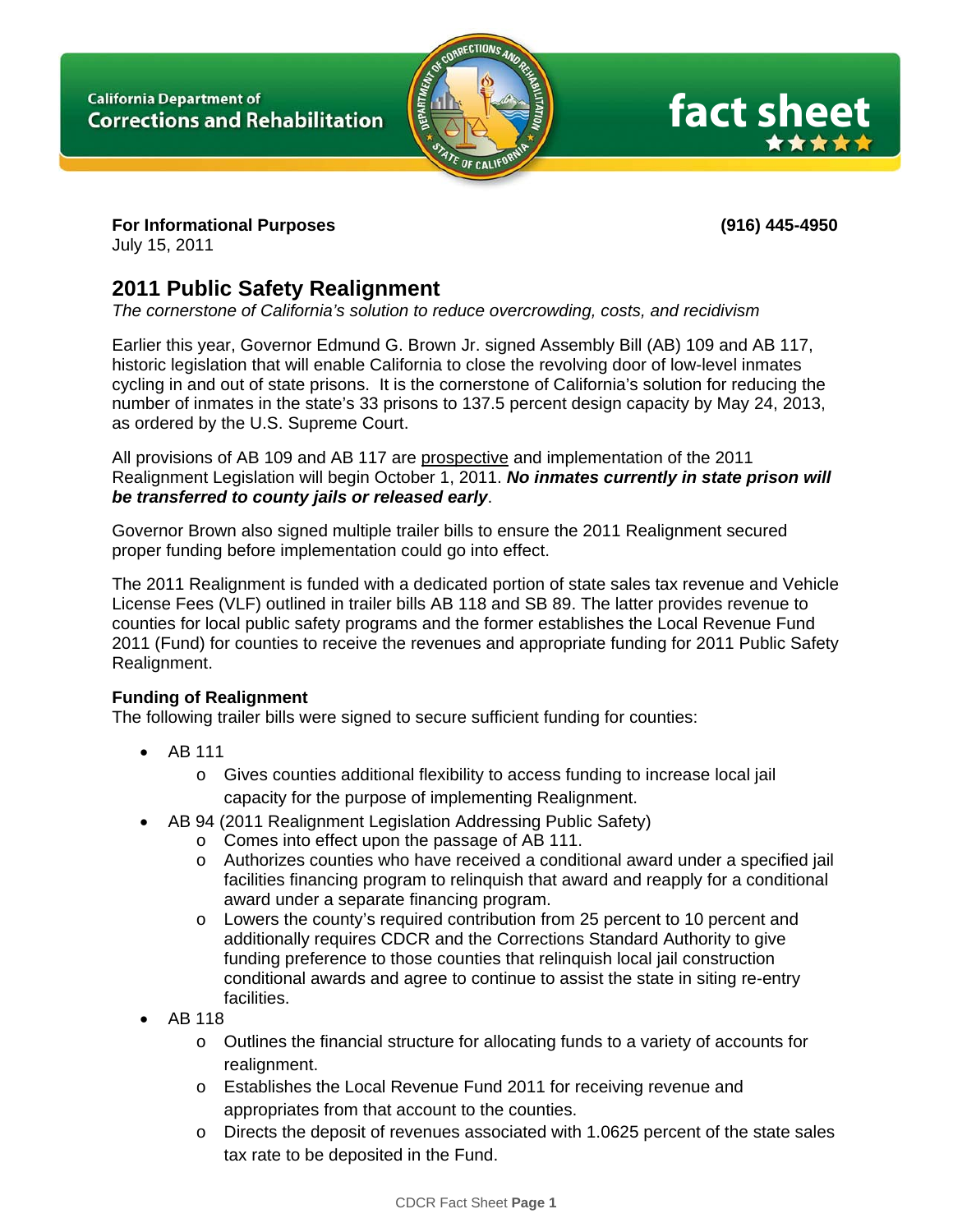California Department of Corrections and Rehabilitation

fact sheet

**For Informational Purposes** **(916) 445-4950**

July 15, 2011

## 2011 Public Safety Realignment

*The cornerstone of California's solution to reduce overcrowding, costs, and recidivism*

Earlier this year, Governor Edmund G. Brown Jr. signed Assembly Bill (AB) 109 and AB 117, historic legislation that will enable California to close the revolving door of low-level inmates cycling in and out of state prisons. It is the cornerstone of California's solution for reducing the number of inmates in the state's 33 prisons to 137.5 percent design capacity by May 24, 2013, as ordered by the U.S. Supreme Court.

All provisions of AB 109 and AB 117 are prospective and implementation of the 2011 Realignment Legislation will begin October 1, 2011. ***No inmates currently in state prison will be transferred to county jails or released early***.

Governor Brown also signed multiple trailer bills to ensure the 2011 Realignment secured proper funding before implementation could go into effect.

The 2011 Realignment is funded with a dedicated portion of state sales tax revenue and Vehicle License Fees (VLF) outlined in trailer bills AB 118 and SB 89. The latter provides revenue to counties for local public safety programs and the former establishes the Local Revenue Fund 2011 (Fund) for counties to receive the revenues and appropriate funding for 2011 Public Safety Realignment.

**Funding of Realignment**

The following trailer bills were signed to secure sufficient funding for counties:

- AB 111
  - Gives counties additional flexibility to access funding to increase local jail capacity for the purpose of implementing Realignment.
- AB 94 (2011 Realignment Legislation Addressing Public Safety)
  - Comes into effect upon the passage of AB 111.
  - Authorizes counties who have received a conditional award under a specified jail facilities financing program to relinquish that award and reapply for a conditional award under a separate financing program.
  - Lowers the county's required contribution from 25 percent to 10 percent and additionally requires CDCR and the Corrections Standard Authority to give funding preference to those counties that relinquish local jail construction conditional awards and agree to continue to assist the state in siting re-entry facilities.
- AB 118
  - Outlines the financial structure for allocating funds to a variety of accounts for realignment.
  - Establishes the Local Revenue Fund 2011 for receiving revenue and appropriates from that account to the counties.
  - Directs the deposit of revenues associated with 1.0625 percent of the state sales tax rate to be deposited in the Fund.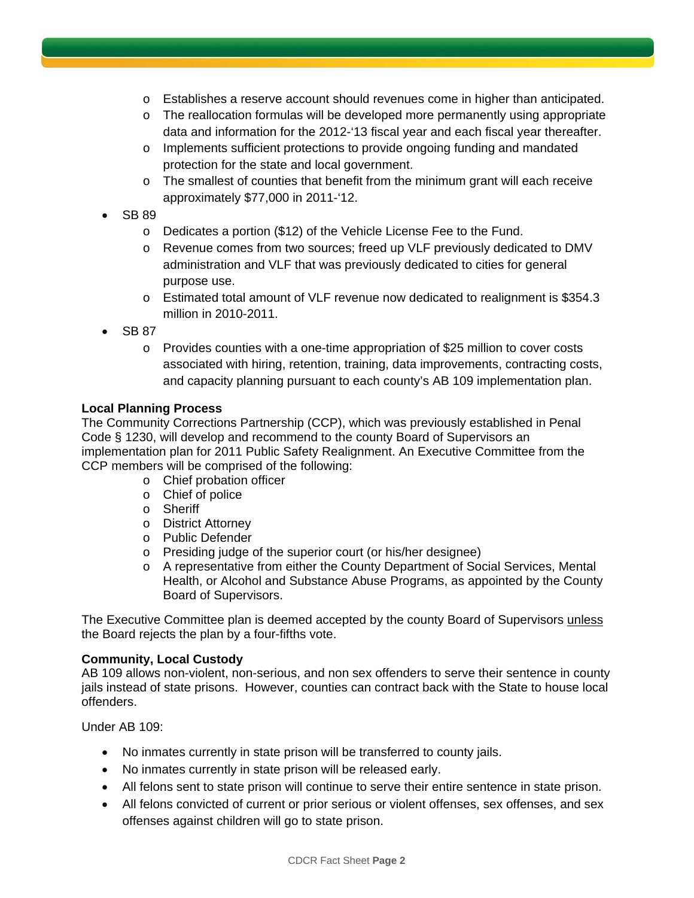- Establishes a reserve account should revenues come in higher than anticipated.
  - The reallocation formulas will be developed more permanently using appropriate data and information for the 2012-'13 fiscal year and each fiscal year thereafter.
  - Implements sufficient protections to provide ongoing funding and mandated protection for the state and local government.
  - The smallest of counties that benefit from the minimum grant will each receive approximately $77,000 in 2011-'12.
- SB 89
  - Dedicates a portion ($12) of the Vehicle License Fee to the Fund.
  - Revenue comes from two sources; freed up VLF previously dedicated to DMV administration and VLF that was previously dedicated to cities for general purpose use.
  - Estimated total amount of VLF revenue now dedicated to realignment is $354.3 million in 2010-2011.
- SB 87
  - Provides counties with a one-time appropriation of $25 million to cover costs associated with hiring, retention, training, data improvements, contracting costs, and capacity planning pursuant to each county's AB 109 implementation plan.

**Local Planning Process**

The Community Corrections Partnership (CCP), which was previously established in Penal Code § 1230, will develop and recommend to the county Board of Supervisors an implementation plan for 2011 Public Safety Realignment. An Executive Committee from the CCP members will be comprised of the following:

- Chief probation officer
- Chief of police
- Sheriff
- District Attorney
- Public Defender
- Presiding judge of the superior court (or his/her designee)
- A representative from either the County Department of Social Services, Mental Health, or Alcohol and Substance Abuse Programs, as appointed by the County Board of Supervisors.

The Executive Committee plan is deemed accepted by the county Board of Supervisors unless the Board rejects the plan by a four-fifths vote.

**Community, Local Custody**

AB 109 allows non-violent, non-serious, and non sex offenders to serve their sentence in county jails instead of state prisons. However, counties can contract back with the State to house local offenders.

Under AB 109:

- No inmates currently in state prison will be transferred to county jails.
- No inmates currently in state prison will be released early.
- All felons sent to state prison will continue to serve their entire sentence in state prison.
- All felons convicted of current or prior serious or violent offenses, sex offenses, and sex offenses against children will go to state prison.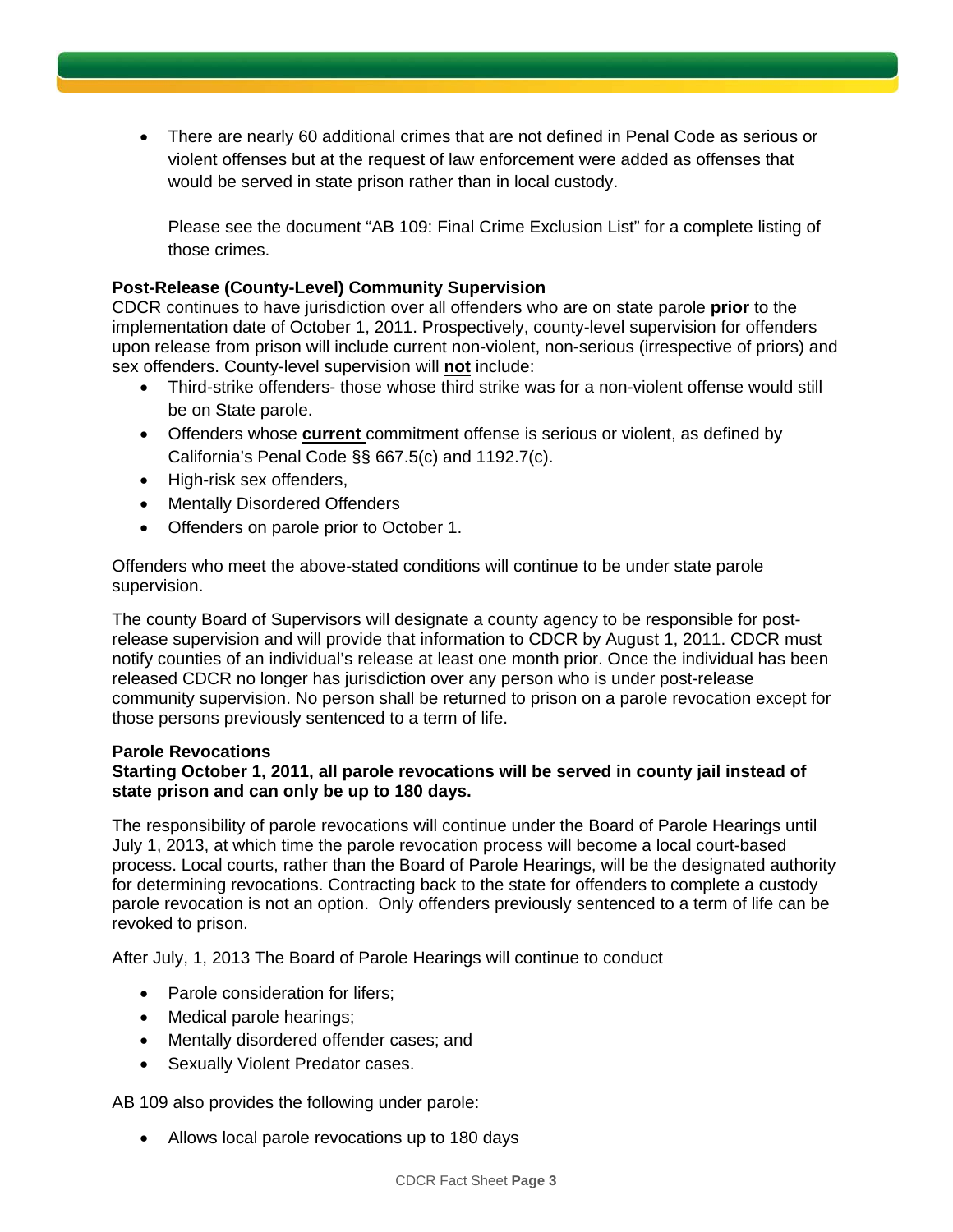- There are nearly 60 additional crimes that are not defined in Penal Code as serious or violent offenses but at the request of law enforcement were added as offenses that would be served in state prison rather than in local custody.

  Please see the document "AB 109: Final Crime Exclusion List" for a complete listing of those crimes.

**Post-Release (County-Level) Community Supervision**

CDCR continues to have jurisdiction over all offenders who are on state parole **prior** to the implementation date of October 1, 2011. Prospectively, county-level supervision for offenders upon release from prison will include current non-violent, non-serious (irrespective of priors) and sex offenders. County-level supervision will **not** include:

- Third-strike offenders- those whose third strike was for a non-violent offense would still be on State parole.
- Offenders whose **current** commitment offense is serious or violent, as defined by California's Penal Code §§ 667.5(c) and 1192.7(c).
- High-risk sex offenders,
- Mentally Disordered Offenders
- Offenders on parole prior to October 1.

Offenders who meet the above-stated conditions will continue to be under state parole supervision.

The county Board of Supervisors will designate a county agency to be responsible for post-release supervision and will provide that information to CDCR by August 1, 2011. CDCR must notify counties of an individual's release at least one month prior. Once the individual has been released CDCR no longer has jurisdiction over any person who is under post-release community supervision. No person shall be returned to prison on a parole revocation except for those persons previously sentenced to a term of life.

**Parole Revocations**

**Starting October 1, 2011, all parole revocations will be served in county jail instead of state prison and can only be up to 180 days.**

The responsibility of parole revocations will continue under the Board of Parole Hearings until July 1, 2013, at which time the parole revocation process will become a local court-based process. Local courts, rather than the Board of Parole Hearings, will be the designated authority for determining revocations. Contracting back to the state for offenders to complete a custody parole revocation is not an option. Only offenders previously sentenced to a term of life can be revoked to prison.

After July, 1, 2013 The Board of Parole Hearings will continue to conduct

- Parole consideration for lifers;
- Medical parole hearings;
- Mentally disordered offender cases; and
- Sexually Violent Predator cases.

AB 109 also provides the following under parole:

- Allows local parole revocations up to 180 days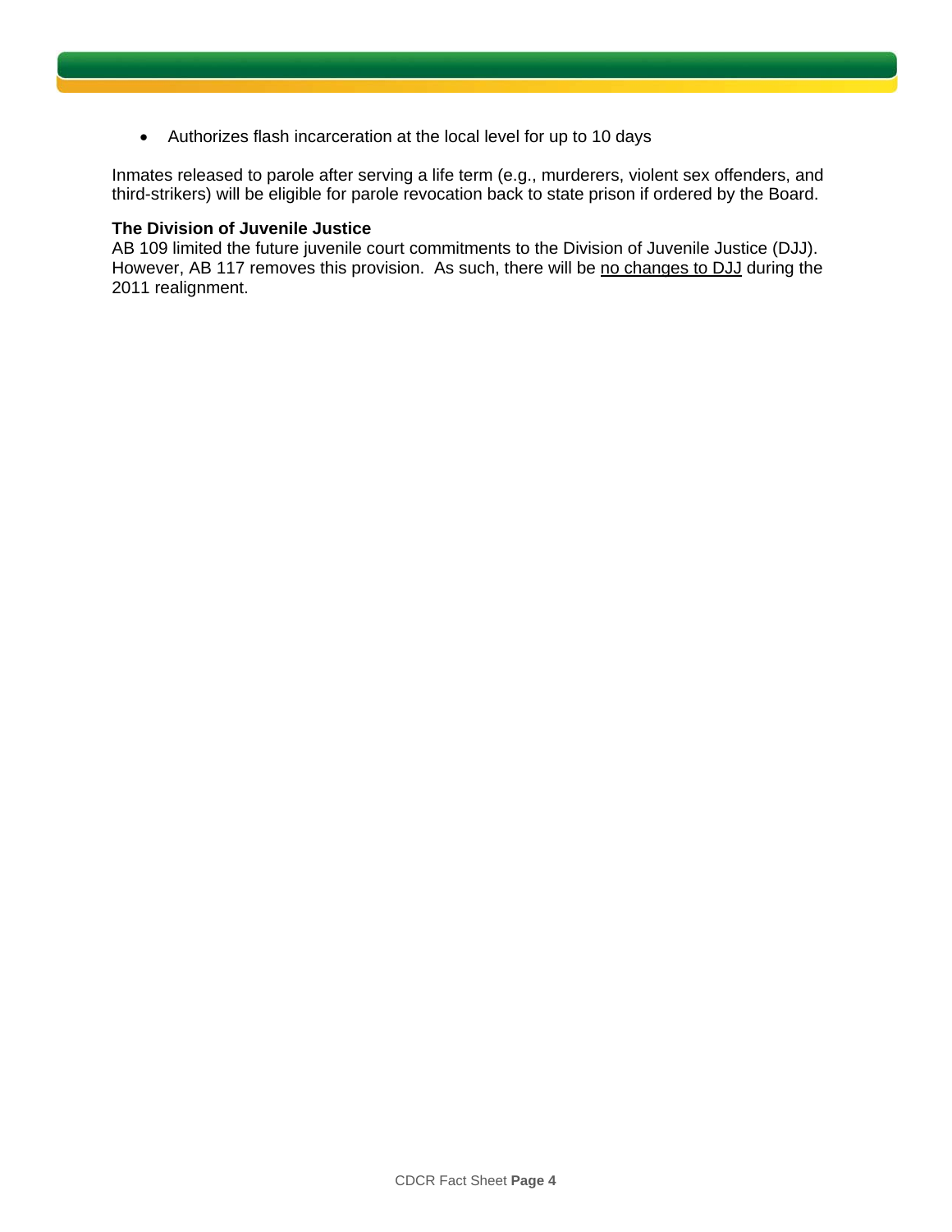- Authorizes flash incarceration at the local level for up to 10 days

Inmates released to parole after serving a life term (e.g., murderers, violent sex offenders, and third-strikers) will be eligible for parole revocation back to state prison if ordered by the Board.

**The Division of Juvenile Justice**

AB 109 limited the future juvenile court commitments to the Division of Juvenile Justice (DJJ). However, AB 117 removes this provision. As such, there will be no changes to DJJ during the 2011 realignment.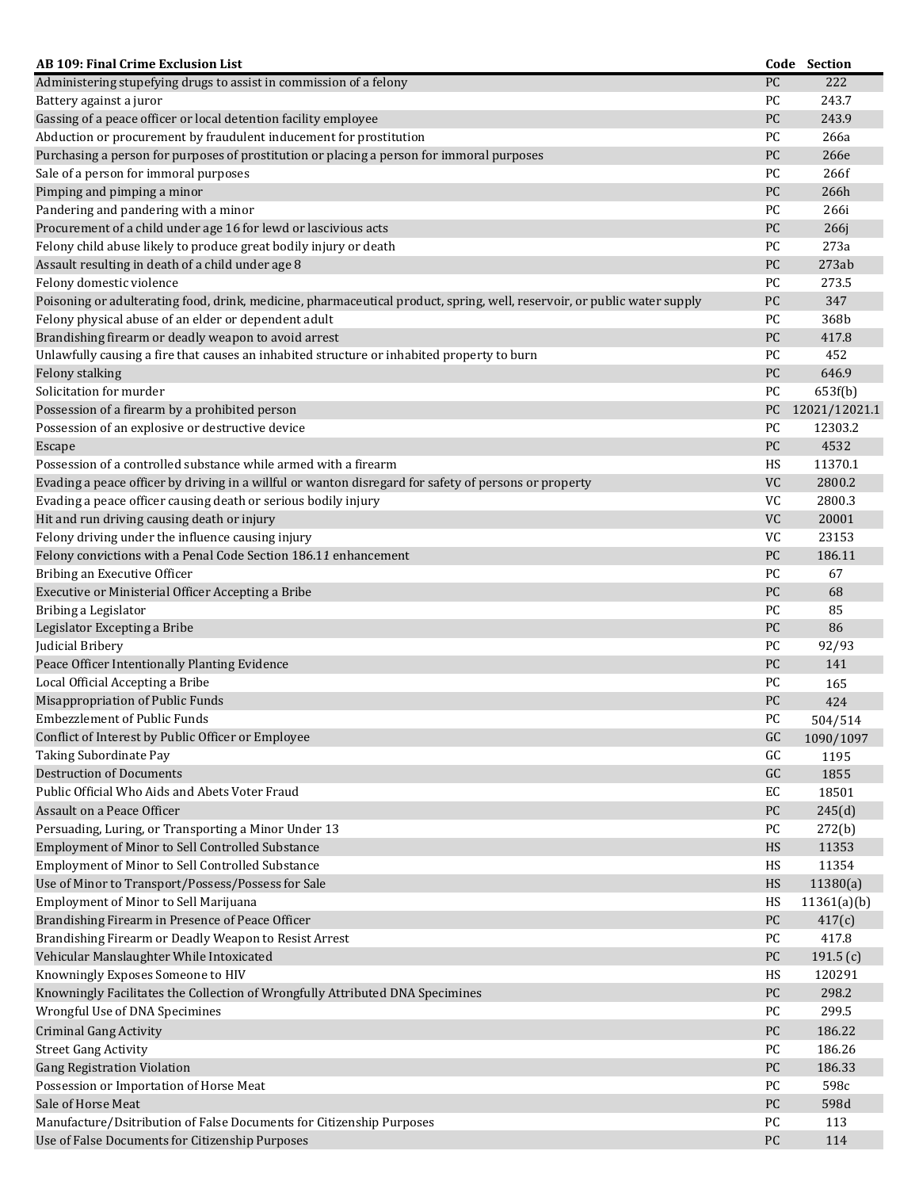| AB 109: Final Crime Exclusion List | Code | Section |
|---|---|---|
| Administering stupefying drugs to assist in commission of a felony | PC | 222 |
| Battery against a juror | PC | 243.7 |
| Gassing of a peace officer or local detention facility employee | PC | 243.9 |
| Abduction or procurement by fraudulent inducement for prostitution | PC | 266a |
| Purchasing a person for purposes of prostitution or placing a person for immoral purposes | PC | 266e |
| Sale of a person for immoral purposes | PC | 266f |
| Pimping and pimping a minor | PC | 266h |
| Pandering and pandering with a minor | PC | 266i |
| Procurement of a child under age 16 for lewd or lascivious acts | PC | 266j |
| Felony child abuse likely to produce great bodily injury or death | PC | 273a |
| Assault resulting in death of a child under age 8 | PC | 273ab |
| Felony domestic violence | PC | 273.5 |
| Poisoning or adulterating food, drink, medicine, pharmaceutical product, spring, well, reservoir, or public water supply | PC | 347 |
| Felony physical abuse of an elder or dependent adult | PC | 368b |
| Brandishing firearm or deadly weapon to avoid arrest | PC | 417.8 |
| Unlawfully causing a fire that causes an inhabited structure or inhabited property to burn | PC | 452 |
| Felony stalking | PC | 646.9 |
| Solicitation for murder | PC | 653f(b) |
| Possession of a firearm by a prohibited person | PC | 12021/12021.1 |
| Possession of an explosive or destructive device | PC | 12303.2 |
| Escape | PC | 4532 |
| Possession of a controlled substance while armed with a firearm | HS | 11370.1 |
| Evading a peace officer by driving in a willful or wanton disregard for safety of persons or property | VC | 2800.2 |
| Evading a peace officer causing death or serious bodily injury | VC | 2800.3 |
| Hit and run driving causing death or injury | VC | 20001 |
| Felony driving under the influence causing injury | VC | 23153 |
| Felony convictions with a Penal Code Section 186.11 enhancement | PC | 186.11 |
| Bribing an Executive Officer | PC | 67 |
| Executive or Ministerial Officer Accepting a Bribe | PC | 68 |
| Bribing a Legislator | PC | 85 |
| Legislator Excepting a Bribe | PC | 86 |
| Judicial Bribery | PC | 92/93 |
| Peace Officer Intentionally Planting Evidence | PC | 141 |
| Local Official Accepting a Bribe | PC | 165 |
| Misappropriation of Public Funds | PC | 424 |
| Embezzlement of Public Funds | PC | 504/514 |
| Conflict of Interest by Public Officer or Employee | GC | 1090/1097 |
| Taking Subordinate Pay | GC | 1195 |
| Destruction of Documents | GC | 1855 |
| Public Official Who Aids and Abets Voter Fraud | EC | 18501 |
| Assault on a Peace Officer | PC | 245(d) |
| Persuading, Luring, or Transporting a Minor Under 13 | PC | 272(b) |
| Employment of Minor to Sell Controlled Substance | HS | 11353 |
| Employment of Minor to Sell Controlled Substance | HS | 11354 |
| Use of Minor to Transport/Possess/Possess for Sale | HS | 11380(a) |
| Employment of Minor to Sell Marijuana | HS | 11361(a)(b) |
| Brandishing Firearm in Presence of Peace Officer | PC | 417(c) |
| Brandishing Firearm or Deadly Weapon to Resist Arrest | PC | 417.8 |
| Vehicular Manslaughter While Intoxicated | PC | 191.5 (c) |
| Knowningly Exposes Someone to HIV | HS | 120291 |
| Knowningly Facilitates the Collection of Wrongfully Attributed DNA Specimines | PC | 298.2 |
| Wrongful Use of DNA Specimines | PC | 299.5 |
| Criminal Gang Activity | PC | 186.22 |
| Street Gang Activity | PC | 186.26 |
| Gang Registration Violation | PC | 186.33 |
| Possession or Importation of Horse Meat | PC | 598c |
| Sale of Horse Meat | PC | 598d |
| Manufacture/Dsitribution of False Documents for Citizenship Purposes | PC | 113 |
| Use of False Documents for Citizenship Purposes | PC | 114 |